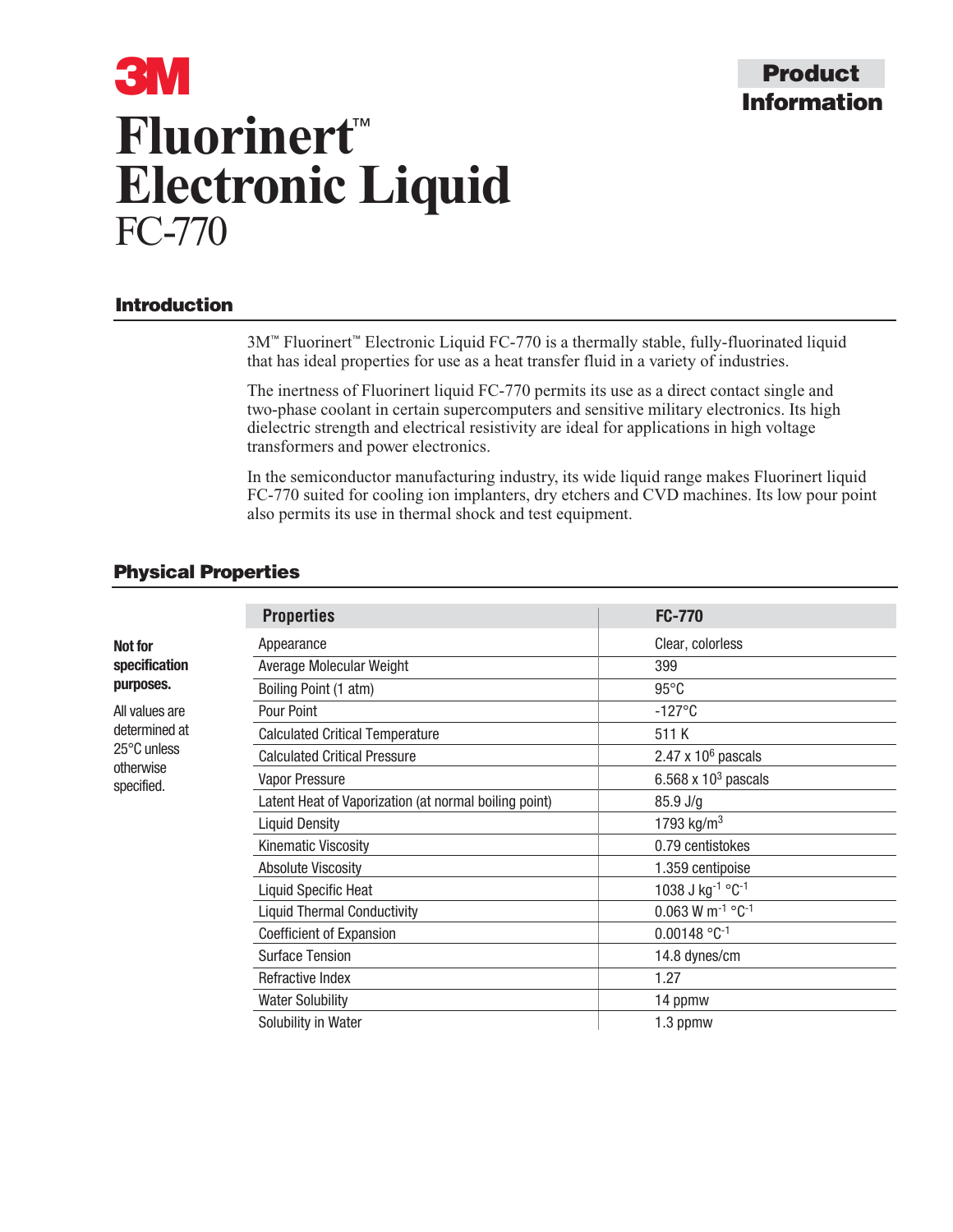3M

# Fluorinert™ Electronic Liquid FC-770

**Product Information**

## Introduction

3M™ Fluorinert™ Electronic Liquid FC-770 is a thermally stable, fully-fluorinated liquid that has ideal properties for use as a heat transfer fluid in a variety of industries.

The inertness of Fluorinert liquid FC-770 permits its use as a direct contact single and two-phase coolant in certain supercomputers and sensitive military electronics. Its high dielectric strength and electrical resistivity are ideal for applications in high voltage transformers and power electronics.

In the semiconductor manufacturing industry, its wide liquid range makes Fluorinert liquid FC-770 suited for cooling ion implanters, dry etchers and CVD machines. Its low pour point also permits its use in thermal shock and test equipment.

## Physical Properties

**Not for specification purposes.**

All values are determined at 25°C unless otherwise specified.

| Properties | FC-770 |
|---|---|
| Appearance | Clear, colorless |
| Average Molecular Weight | 399 |
| Boiling Point (1 atm) | 95°C |
| Pour Point | -127°C |
| Calculated Critical Temperature | 511 K |
| Calculated Critical Pressure | $2.47 \times 10^6$ pascals |
| Vapor Pressure | $6.568 \times 10^3$ pascals |
| Latent Heat of Vaporization (at normal boiling point) | 85.9 J/g |
| Liquid Density | 1793 $kg/m^3$ |
| Kinematic Viscosity | 0.79 centistokes |
| Absolute Viscosity | 1.359 centipoise |
| Liquid Specific Heat | 1038 J $kg^{-1}$ $°C^{-1}$ |
| Liquid Thermal Conductivity | 0.063 W $m^{-1}$ $°C^{-1}$ |
| Coefficient of Expansion | 0.00148 $°C^{-1}$ |
| Surface Tension | 14.8 dynes/cm |
| Refractive Index | 1.27 |
| Water Solubility | 14 ppmw |
| Solubility in Water | 1.3 ppmw |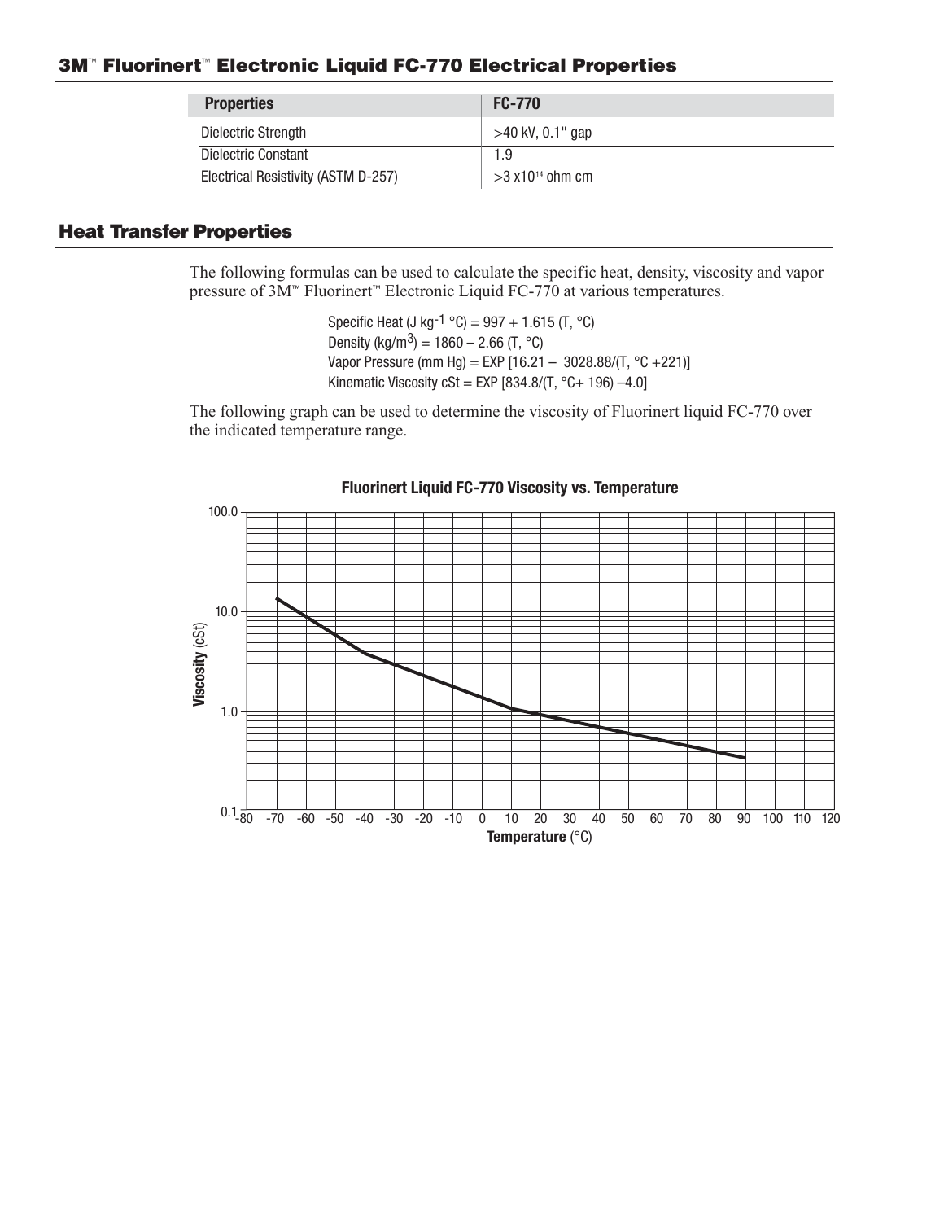## 3M™ Fluorinert™ Electronic Liquid FC-770 Electrical Properties

| Properties | FC-770 |
|---|---|
| Dielectric Strength | >40 kV, 0.1" gap |
| Dielectric Constant | 1.9 |
| Electrical Resistivity (ASTM D-257) | >3 x10[14] ohm cm |

## Heat Transfer Properties

The following formulas can be used to calculate the specific heat, density, viscosity and vapor pressure of 3M™ Fluorinert™ Electronic Liquid FC-770 at various temperatures.

Specific Heat (J kg$^{-1}$ °C) = 997 + 1.615 (T, °C)
Density (kg/m$^3$) = 1860 – 2.66 (T, °C)
Vapor Pressure (mm Hg) = EXP [16.21 – 3028.88/(T, °C +221)]
Kinematic Viscosity cSt = EXP [834.8/(T, °C+ 196) –4.0]

The following graph can be used to determine the viscosity of Fluorinert liquid FC-770 over the indicated temperature range.

**Fluorinert Liquid FC-770 Viscosity vs. Temperature**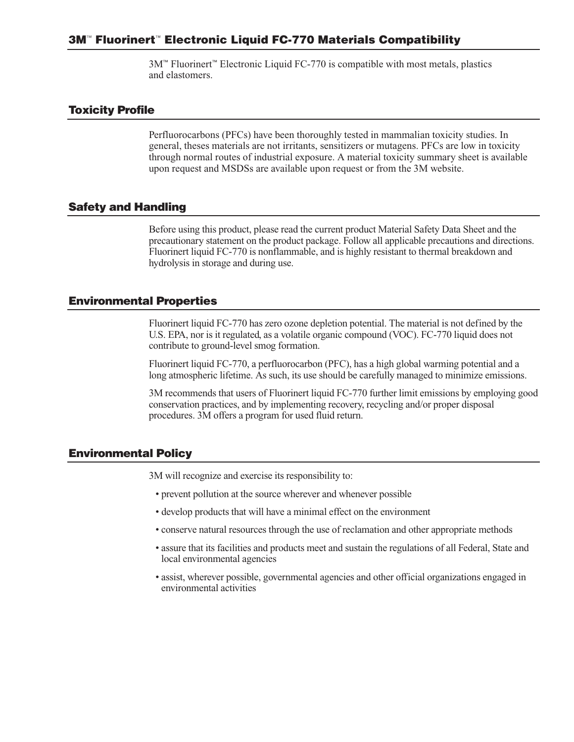## 3M™ Fluorinert™ Electronic Liquid FC-770 Materials Compatibility

3M™ Fluorinert™ Electronic Liquid FC-770 is compatible with most metals, plastics and elastomers.

## Toxicity Profile

Perfluorocarbons (PFCs) have been thoroughly tested in mammalian toxicity studies. In general, theses materials are not irritants, sensitizers or mutagens. PFCs are low in toxicity through normal routes of industrial exposure. A material toxicity summary sheet is available upon request and MSDSs are available upon request or from the 3M website.

## Safety and Handling

Before using this product, please read the current product Material Safety Data Sheet and the precautionary statement on the product package. Follow all applicable precautions and directions. Fluorinert liquid FC-770 is nonflammable, and is highly resistant to thermal breakdown and hydrolysis in storage and during use.

## Environmental Properties

Fluorinert liquid FC-770 has zero ozone depletion potential. The material is not defined by the U.S. EPA, nor is it regulated, as a volatile organic compound (VOC). FC-770 liquid does not contribute to ground-level smog formation.

Fluorinert liquid FC-770, a perfluorocarbon (PFC), has a high global warming potential and a long atmospheric lifetime. As such, its use should be carefully managed to minimize emissions.

3M recommends that users of Fluorinert liquid FC-770 further limit emissions by employing good conservation practices, and by implementing recovery, recycling and/or proper disposal procedures. 3M offers a program for used fluid return.

## Environmental Policy

3M will recognize and exercise its responsibility to:

- prevent pollution at the source wherever and whenever possible
- develop products that will have a minimal effect on the environment
- conserve natural resources through the use of reclamation and other appropriate methods
- assure that its facilities and products meet and sustain the regulations of all Federal, State and local environmental agencies
- assist, wherever possible, governmental agencies and other official organizations engaged in environmental activities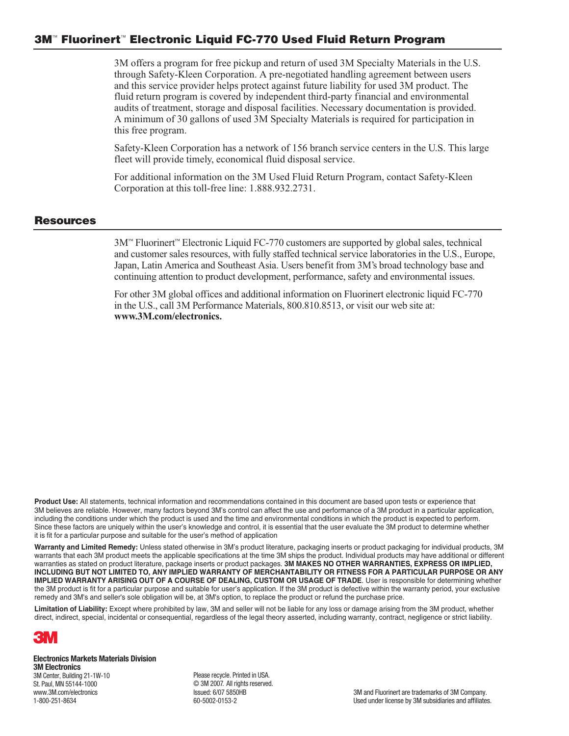## 3M™ Fluorinert™ Electronic Liquid FC-770 Used Fluid Return Program

3M offers a program for free pickup and return of used 3M Specialty Materials in the U.S. through Safety-Kleen Corporation. A pre-negotiated handling agreement between users and this service provider helps protect against future liability for used 3M product. The fluid return program is covered by independent third-party financial and environmental audits of treatment, storage and disposal facilities. Necessary documentation is provided. A minimum of 30 gallons of used 3M Specialty Materials is required for participation in this free program.

Safety-Kleen Corporation has a network of 156 branch service centers in the U.S. This large fleet will provide timely, economical fluid disposal service.

For additional information on the 3M Used Fluid Return Program, contact Safety-Kleen Corporation at this toll-free line: 1.888.932.2731.

## Resources

3M™ Fluorinert™ Electronic Liquid FC-770 customers are supported by global sales, technical and customer sales resources, with fully staffed technical service laboratories in the U.S., Europe, Japan, Latin America and Southeast Asia. Users benefit from 3M's broad technology base and continuing attention to product development, performance, safety and environmental issues.

For other 3M global offices and additional information on Fluorinert electronic liquid FC-770 in the U.S., call 3M Performance Materials, 800.810.8513, or visit our web site at: **www.3M.com/electronics.**

**Product Use:** All statements, technical information and recommendations contained in this document are based upon tests or experience that 3M believes are reliable. However, many factors beyond 3M's control can affect the use and performance of a 3M product in a particular application, including the conditions under which the product is used and the time and environmental conditions in which the product is expected to perform. Since these factors are uniquely within the user's knowledge and control, it is essential that the user evaluate the 3M product to determine whether it is fit for a particular purpose and suitable for the user's method of application

**Warranty and Limited Remedy:** Unless stated otherwise in 3M's product literature, packaging inserts or product packaging for individual products, 3M warrants that each 3M product meets the applicable specifications at the time 3M ships the product. Individual products may have additional or different warranties as stated on product literature, package inserts or product packages. **3M MAKES NO OTHER WARRANTIES, EXPRESS OR IMPLIED, INCLUDING BUT NOT LIMITED TO, ANY IMPLIED WARRANTY OF MERCHANTABILITY OR FITNESS FOR A PARTICULAR PURPOSE OR ANY IMPLIED WARRANTY ARISING OUT OF A COURSE OF DEALING, CUSTOM OR USAGE OF TRADE**. User is responsible for determining whether the 3M product is fit for a particular purpose and suitable for user's application. If the 3M product is defective within the warranty period, your exclusive remedy and 3M's and seller's sole obligation will be, at 3M's option, to replace the product or refund the purchase price.

**Limitation of Liability:** Except where prohibited by law, 3M and seller will not be liable for any loss or damage arising from the 3M product, whether direct, indirect, special, incidental or consequential, regardless of the legal theory asserted, including warranty, contract, negligence or strict liability.

**3M**

**Electronics Markets Materials Division**
**3M Electronics**
3M Center, Building 21-1W-10
St. Paul, MN 55144-1000
www.3M.com/electronics
1-800-251-8634

Please recycle. Printed in USA.
© 3M 2007. All rights reserved.
Issued: 6/07 5850HB
60-5002-0153-2

3M and Fluorinert are trademarks of 3M Company.
Used under license by 3M subsidiaries and affiliates.